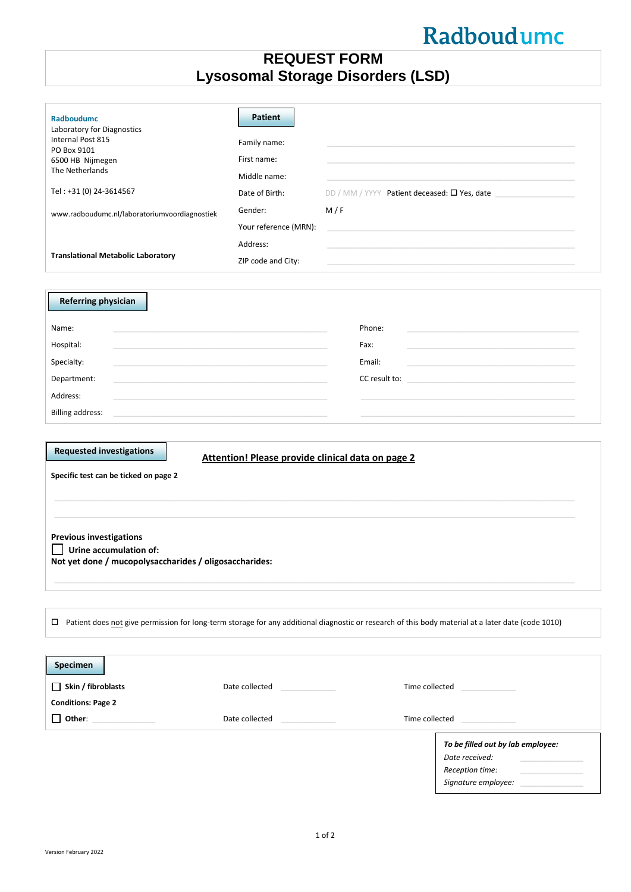Radboudumc

# REQUEST FORM
# Lysosomal Storage Disorders (LSD)

**Radboudumc**
Laboratory for Diagnostics
Internal Post 815
PO Box 9101
6500 HB Nijmegen
The Netherlands

Tel : +31 (0) 24-3614567

www.radboudumc.nl/laboratoriumvoordiagnostiek

**Translational Metabolic Laboratory**

## Patient

Family name:

First name:

Middle name:

Date of Birth: DD / MM / YYYY Patient deceased: ☐ Yes, date

Gender: M / F

Your reference (MRN):

Address:

ZIP code and City:

## Referring physician

| | | | |
|---|---|---|---|
| Name: | | Phone: | |
| Hospital: | | Fax: | |
| Specialty: | | Email: | |
| Department: | | CC result to: | |
| Address: | | | |
| Billing address: | | | |

## Requested investigations

**Attention! Please provide clinical data on page 2**

**Specific test can be ticked on page 2**

**Previous investigations**

☐ **Urine accumulation of:**

**Not yet done / mucopolysaccharides / oligosaccharides:**

☐ Patient does not give permission for long-term storage for any additional diagnostic or research of this body material at a later date (code 1010)

## Specimen

| | | |
|---|---|---|
| ☐ **Skin / fibroblasts** | Date collected | Time collected |
| **Conditions: Page 2** | | |
| ☐ **Other:** | Date collected | Time collected |

***To be filled out by lab employee:***

*Date received:*

*Reception time:*

*Signature employee:*

Version February 2022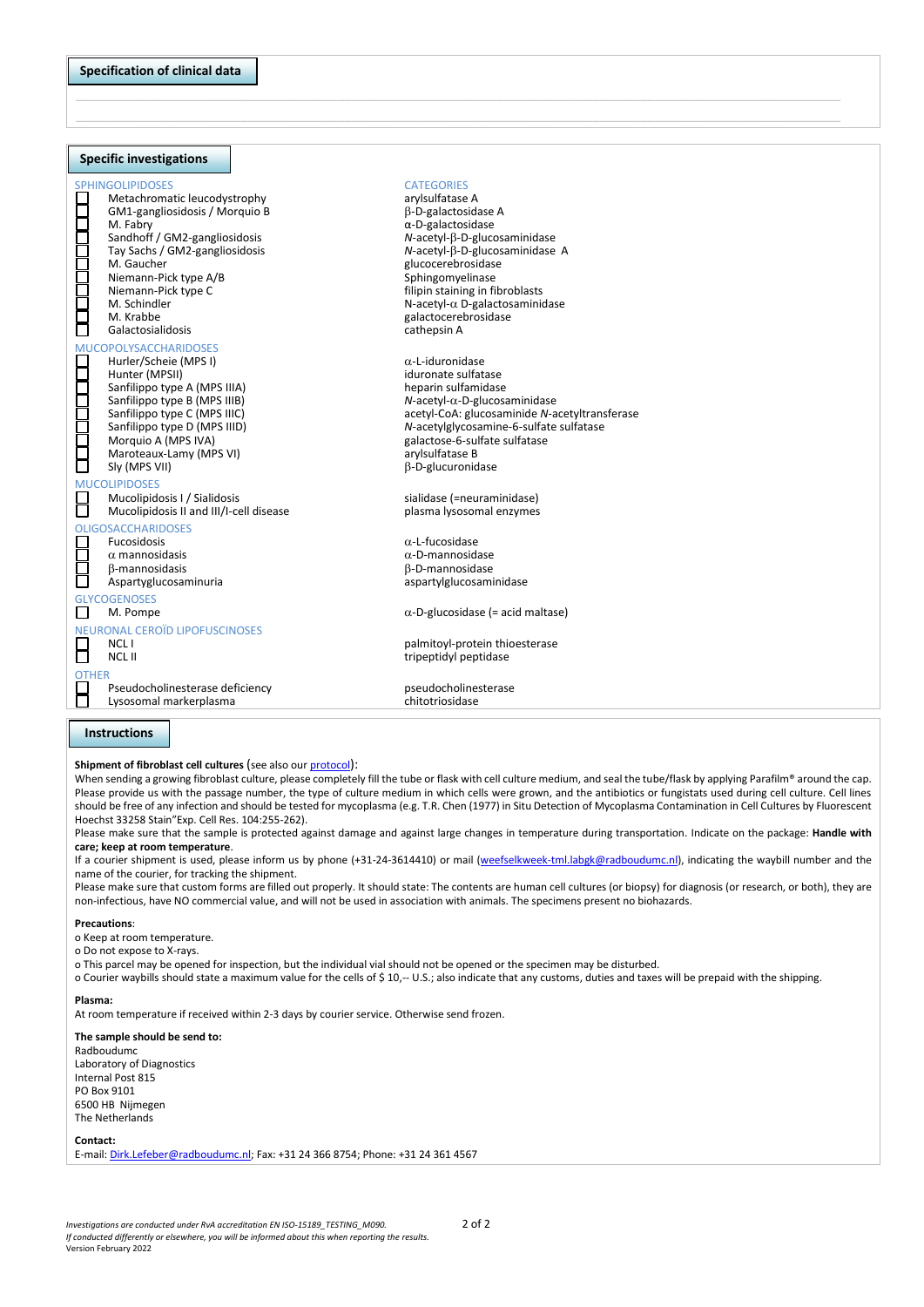## Specification of clinical data

## Specific investigations

| | | |
|---|---|---|
| **SPHINGOLIPIDOSES** | | **CATEGORIES** |
| ☐ | Metachromatic leucodystrophy | arylsulfatase A |
| ☐ | GM1-gangliosidosis / Morquio B | β-D-galactosidase A |
| ☐ | M. Fabry | α-D-galactosidase |
| ☐ | Sandhoff / GM2-gangliosidosis | *N*-acetyl-β-D-glucosaminidase |
| ☐ | Tay Sachs / GM2-gangliosidosis | *N*-acetyl-β-D-glucosaminidase A |
| ☐ | M. Gaucher | glucocerebrosidase |
| ☐ | Niemann-Pick type A/B | Sphingomyelinase |
| ☐ | Niemann-Pick type C | filipin staining in fibroblasts |
| ☐ | M. Schindler | N-acetyl-α D-galactosaminidase |
| ☐ | M. Krabbe | galactocerebrosidase |
| ☐ | Galactosialidosis | cathepsin A |
| **MUCOPOLYSACCHARIDOSES** | | |
| ☐ | Hurler/Scheie (MPS I) | α-L-iduronidase |
| ☐ | Hunter (MPSII) | iduronate sulfatase |
| ☐ | Sanfilippo type A (MPS IIIA) | heparin sulfamidase |
| ☐ | Sanfilippo type B (MPS IIIB) | *N*-acetyl-α-D-glucosaminidase |
| ☐ | Sanfilippo type C (MPS IIIC) | acetyl-CoA: glucosaminide *N*-acetyltransferase |
| ☐ | Sanfilippo type D (MPS IIID) | *N*-acetylglycosamine-6-sulfate sulfatase |
| ☐ | Morquio A (MPS IVA) | galactose-6-sulfate sulfatase |
| ☐ | Maroteaux-Lamy (MPS VI) | arylsulfatase B |
| ☐ | Sly (MPS VII) | β-D-glucuronidase |
| **MUCOLIPIDOSES** | | |
| ☐ | Mucolipidosis I / Sialidosis | sialidase (=neuraminidase) |
| ☐ | Mucolipidosis II and III/I-cell disease | plasma lysosomal enzymes |
| **OLIGOSACCHARIDOSES** | | |
| ☐ | Fucosidosis | α-L-fucosidase |
| ☐ | α mannosidasis | α-D-mannosidase |
| ☐ | β-mannosidasis | β-D-mannosidase |
| ☐ | Aspartylglucosaminuria | aspartylglucosaminidase |
| **GLYCOGENOSES** | | |
| ☐ | M. Pompe | α-D-glucosidase (= acid maltase) |
| **NEURONAL CEROÏD LIPOFUSCINOSES** | | |
| ☐ | NCL I | palmitoyl-protein thioesterase |
| ☐ | NCL II | tripeptidyl peptidase |
| **OTHER** | | |
| ☐ | Pseudocholinesterase deficiency | pseudocholinesterase |
| ☐ | Lysosomal markerplasma | chitotriosidase |

## Instructions

**Shipment of fibroblast cell cultures** (see also our protocol):

When sending a growing fibroblast culture, please completely fill the tube or flask with cell culture medium, and seal the tube/flask by applying Parafilm® around the cap. Please provide us with the passage number, the type of culture medium in which cells were grown, and the antibiotics or fungistats used during cell culture. Cell lines should be free of any infection and should be tested for mycoplasma (e.g. T.R. Chen (1977) in Situ Detection of Mycoplasma Contamination in Cell Cultures by Fluorescent Hoechst 33258 Stain"Exp. Cell Res. 104:255-262).

Please make sure that the sample is protected against damage and against large changes in temperature during transportation. Indicate on the package: **Handle with care; keep at room temperature**.

If a courier shipment is used, please inform us by phone (+31-24-3614410) or mail (weefselkweek-tml.labgk@radboudumc.nl), indicating the waybill number and the name of the courier, for tracking the shipment.

Please make sure that custom forms are filled out properly. It should state: The contents are human cell cultures (or biopsy) for diagnosis (or research, or both), they are non-infectious, have NO commercial value, and will not be used in association with animals. The specimens present no biohazards.

**Precautions**:

- o Keep at room temperature.
- o Do not expose to X-rays.
- o This parcel may be opened for inspection, but the individual vial should not be opened or the specimen may be disturbed.
- o Courier waybills should state a maximum value for the cells of $ 10,-- U.S.; also indicate that any customs, duties and taxes will be prepaid with the shipping.

**Plasma:**

At room temperature if received within 2-3 days by courier service. Otherwise send frozen.

**The sample should be send to:**

Radboudumc
Laboratory of Diagnostics
Internal Post 815
PO Box 9101
6500 HB Nijmegen
The Netherlands

**Contact:**

E-mail: Dirk.Lefeber@radboudumc.nl; Fax: +31 24 366 8754; Phone: +31 24 361 4567

*Investigations are conducted under RvA accreditation EN ISO-15189_TESTING_M090.*
*If conducted differently or elsewhere, you will be informed about this when reporting the results.*
Version February 2022